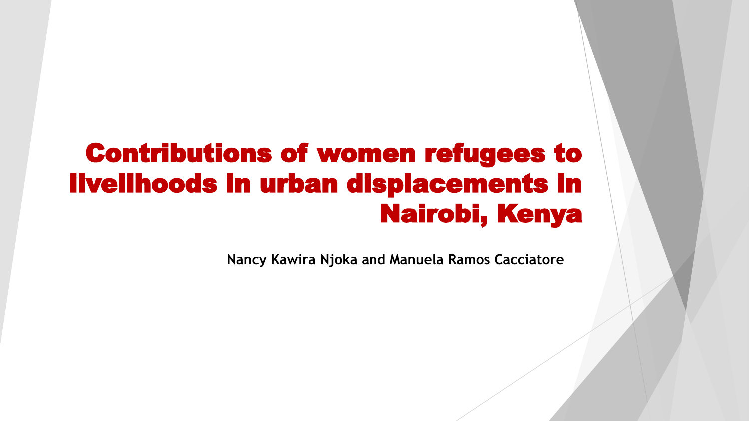# Contributions of women refugees to livelihoods in urban displacements in Nairobi, Kenya

**Nancy Kawira Njoka and Manuela Ramos Cacciatore**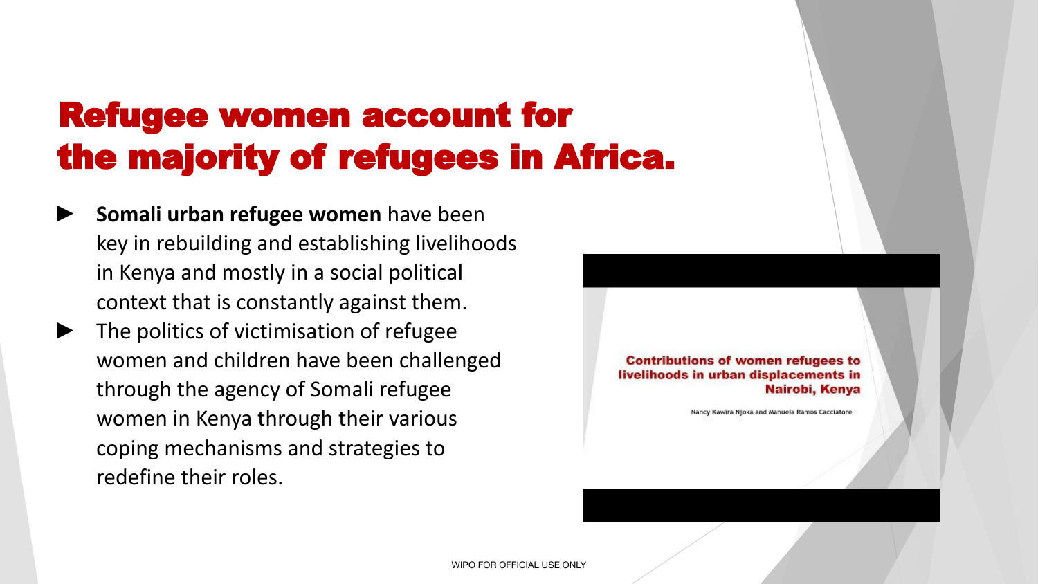# Refugee women account for the majority of refugees in Africa.

- **Somali urban refugee women** have been key in rebuilding and establishing livelihoods in Kenya and mostly in a social political context that is constantly against them.
- The politics of victimisation of refugee women and children have been challenged through the agency of Somali refugee women in Kenya through their various coping mechanisms and strategies to redefine their roles.

**Contributions of women refugees to livelihoods in urban displacements in Nairobi, Kenya**

Nancy Kawira Njoka and Manuela Ramos Cacciatore

WIPO FOR OFFICIAL USE ONLY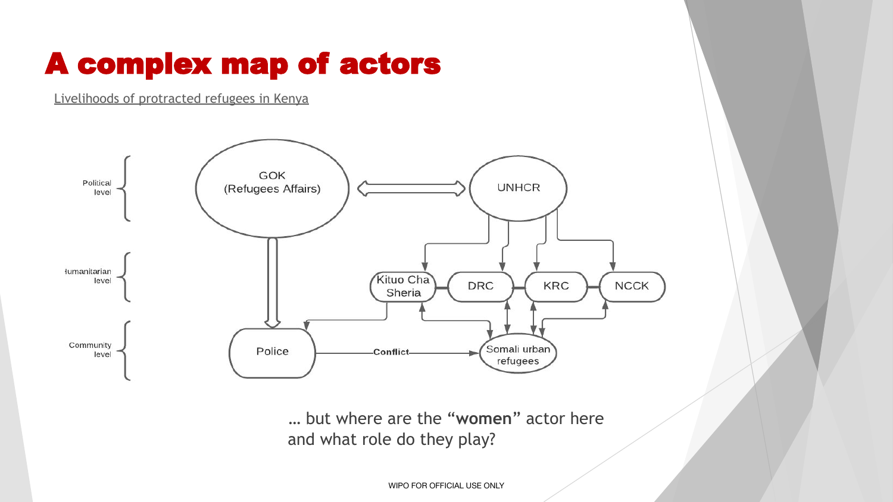# A complex map of actors

Livelihoods of protracted refugees in Kenya

Political level

Humanitarian level

Community level

GOK (Refugees Affairs)

UNHCR

Kitua Cha Sheria

DRC

KRC

NCCK

Police

Conflict

Somali urban refugees

… but where are the “**women**” actor here and what role do they play?

WIPO FOR OFFICIAL USE ONLY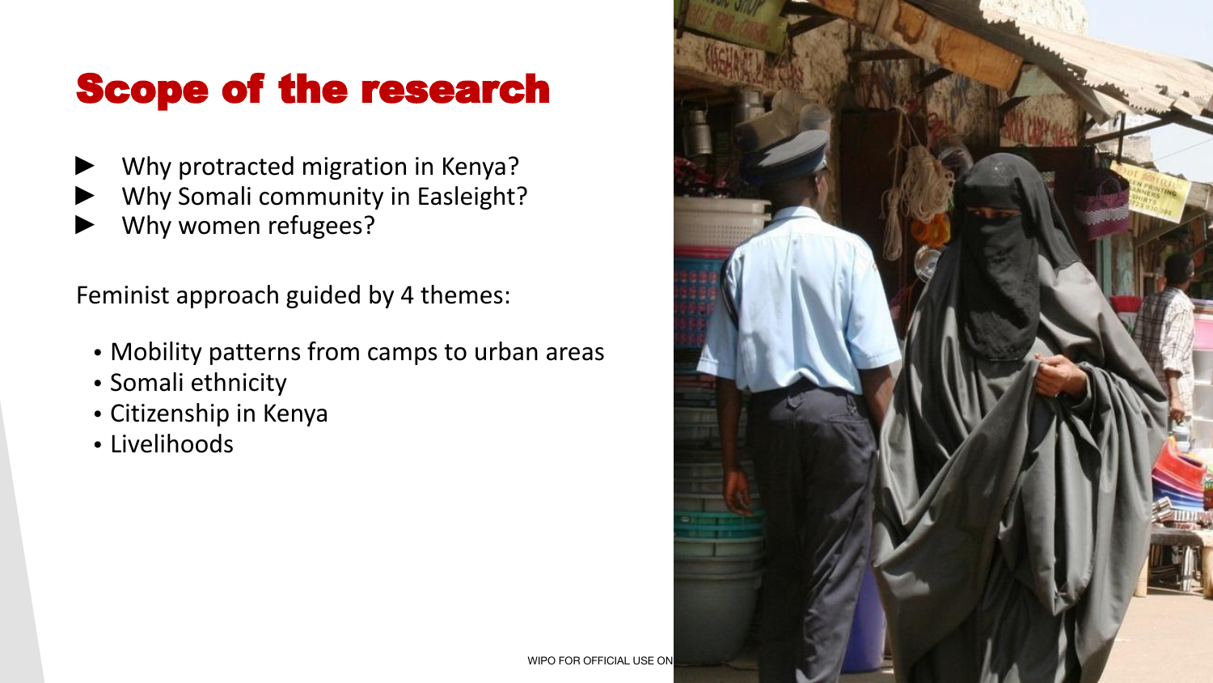# Scope of the research

- Why protracted migration in Kenya?
- Why Somali community in Easleight?
- Why women refugees?

Feminist approach guided by 4 themes:

- Mobility patterns from camps to urban areas
- Somali ethnicity
- Citizenship in Kenya
- Livelihoods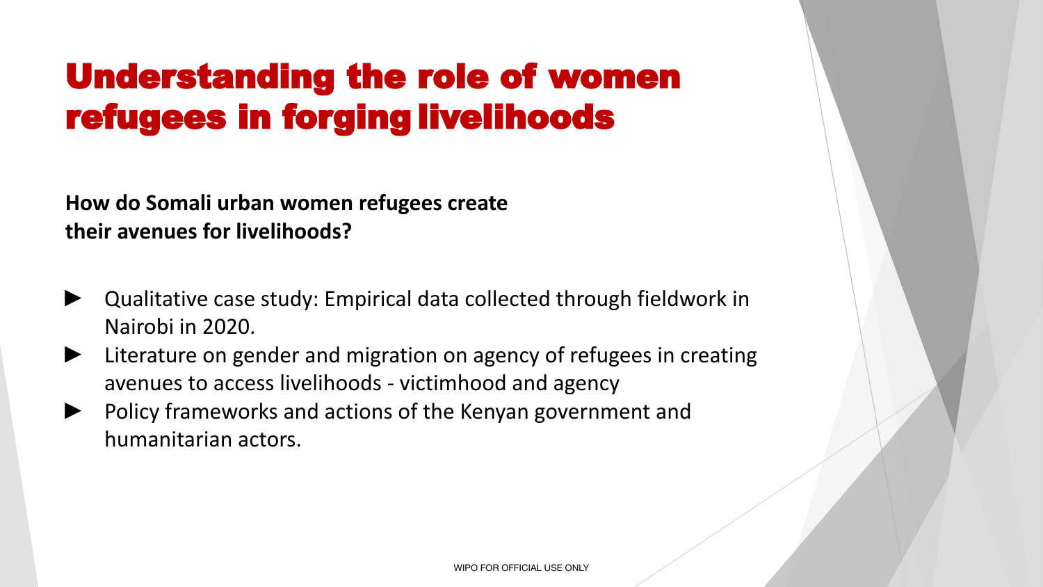# Understanding the role of women refugees in forging livelihoods

**How do Somali urban women refugees create their avenues for livelihoods?**

- Qualitative case study: Empirical data collected through fieldwork in Nairobi in 2020.
- Literature on gender and migration on agency of refugees in creating avenues to access livelihoods - victimhood and agency
- Policy frameworks and actions of the Kenyan government and humanitarian actors.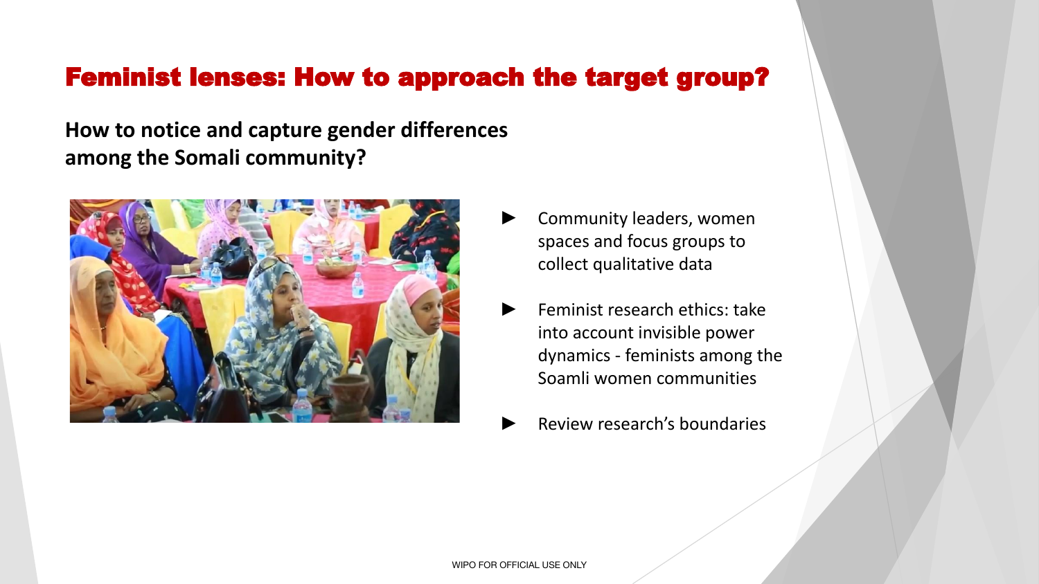# Feminist lenses: How to approach the target group?

**How to notice and capture gender differences among the Somali community?**

- Community leaders, women spaces and focus groups to collect qualitative data
- Feminist research ethics: take into account invisible power dynamics - feminists among the Soamli women communities
- Review research's boundaries

WIPO FOR OFFICIAL USE ONLY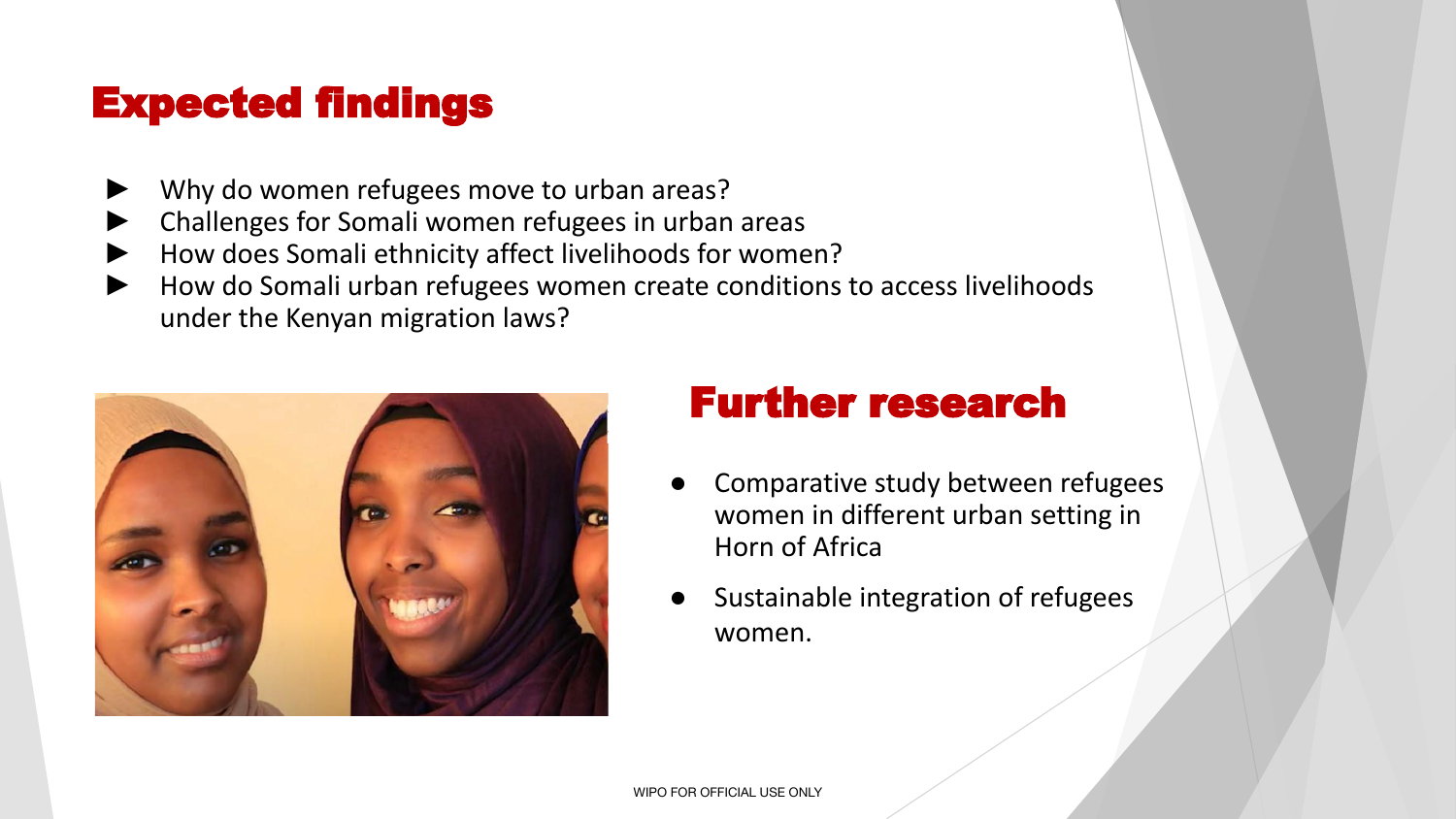## Expected findings

- Why do women refugees move to urban areas?
- Challenges for Somali women refugees in urban areas
- How does Somali ethnicity affect livelihoods for women?
- How do Somali urban refugees women create conditions to access livelihoods under the Kenyan migration laws?

## Further research

- Comparative study between refugees women in different urban setting in Horn of Africa
- Sustainable integration of refugees women.